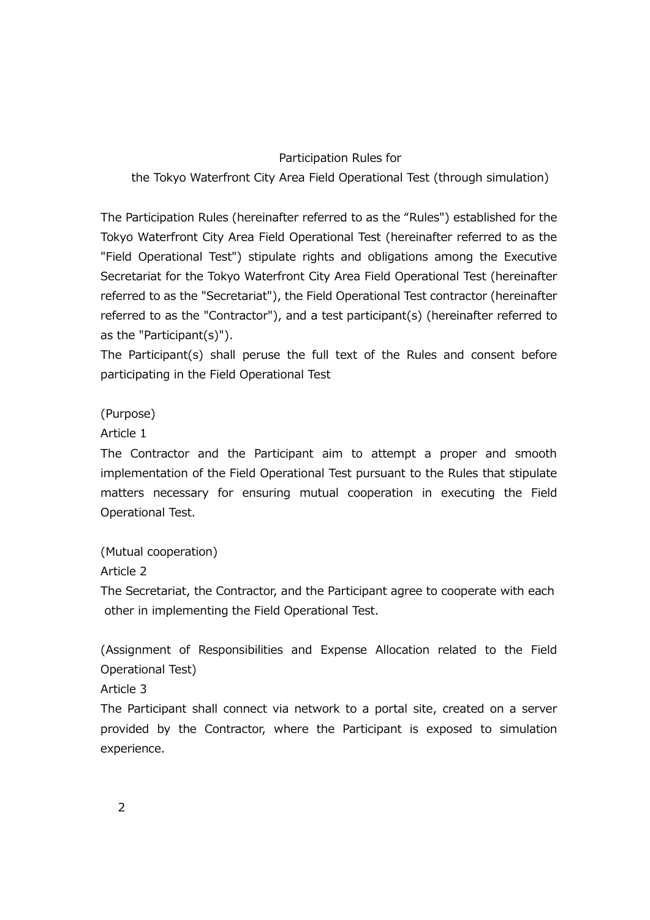# Participation Rules for the Tokyo Waterfront City Area Field Operational Test (through simulation)

The Participation Rules (hereinafter referred to as the “Rules") established for the Tokyo Waterfront City Area Field Operational Test (hereinafter referred to as the "Field Operational Test") stipulate rights and obligations among the Executive Secretariat for the Tokyo Waterfront City Area Field Operational Test (hereinafter referred to as the "Secretariat"), the Field Operational Test contractor (hereinafter referred to as the "Contractor"), and a test participant(s) (hereinafter referred to as the "Participant(s)").

The Participant(s) shall peruse the full text of the Rules and consent before participating in the Field Operational Test

(Purpose)

Article 1

The Contractor and the Participant aim to attempt a proper and smooth implementation of the Field Operational Test pursuant to the Rules that stipulate matters necessary for ensuring mutual cooperation in executing the Field Operational Test.

(Mutual cooperation)

Article 2

The Secretariat, the Contractor, and the Participant agree to cooperate with each other in implementing the Field Operational Test.

(Assignment of Responsibilities and Expense Allocation related to the Field Operational Test)

Article 3

The Participant shall connect via network to a portal site, created on a server provided by the Contractor, where the Participant is exposed to simulation experience.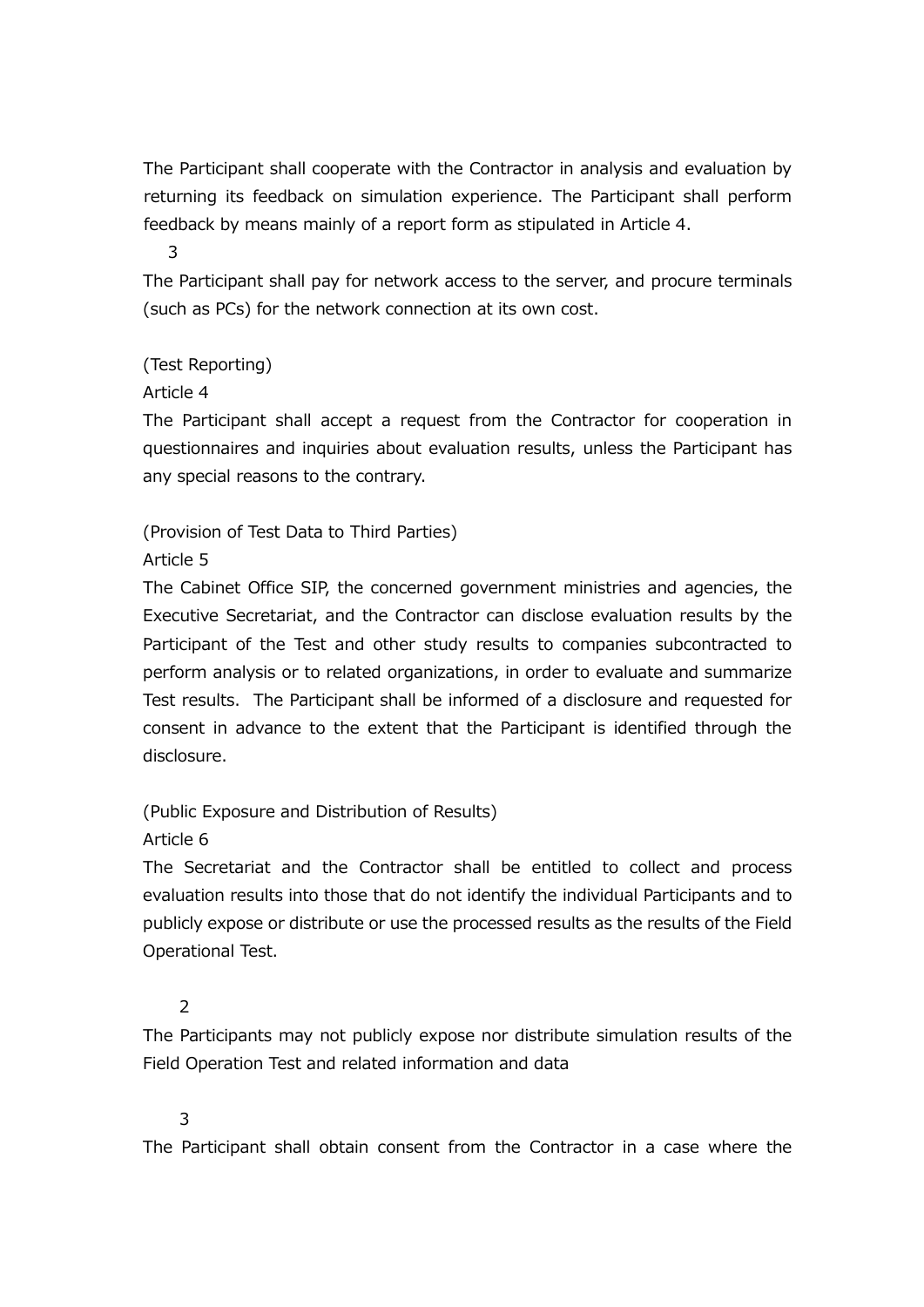The Participant shall cooperate with the Contractor in analysis and evaluation by returning its feedback on simulation experience. The Participant shall perform feedback by means mainly of a report form as stipulated in Article 4.

3

The Participant shall pay for network access to the server, and procure terminals (such as PCs) for the network connection at its own cost.

(Test Reporting)

Article 4

The Participant shall accept a request from the Contractor for cooperation in questionnaires and inquiries about evaluation results, unless the Participant has any special reasons to the contrary.

(Provision of Test Data to Third Parties)

Article 5

The Cabinet Office SIP, the concerned government ministries and agencies, the Executive Secretariat, and the Contractor can disclose evaluation results by the Participant of the Test and other study results to companies subcontracted to perform analysis or to related organizations, in order to evaluate and summarize Test results. The Participant shall be informed of a disclosure and requested for consent in advance to the extent that the Participant is identified through the disclosure.

(Public Exposure and Distribution of Results)

Article 6

The Secretariat and the Contractor shall be entitled to collect and process evaluation results into those that do not identify the individual Participants and to publicly expose or distribute or use the processed results as the results of the Field Operational Test.

2

The Participants may not publicly expose nor distribute simulation results of the Field Operation Test and related information and data

3

The Participant shall obtain consent from the Contractor in a case where the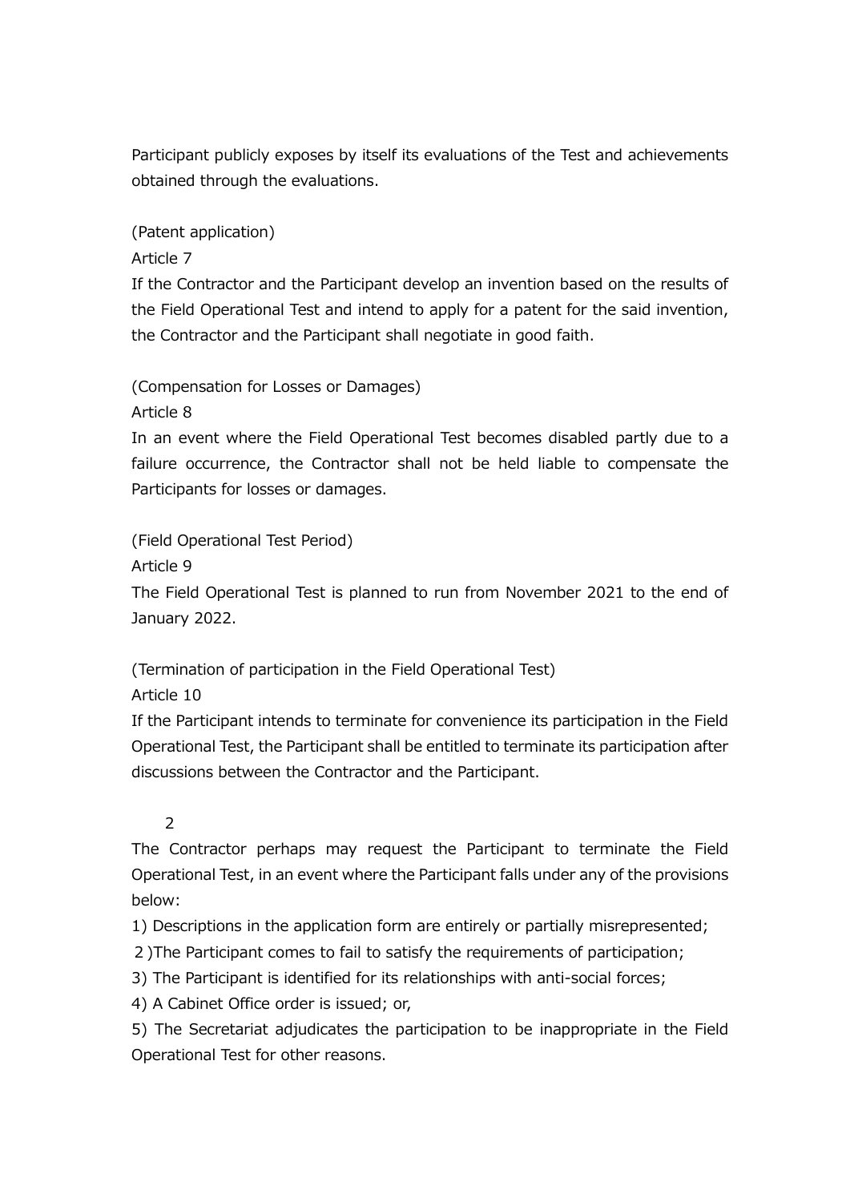Participant publicly exposes by itself its evaluations of the Test and achievements obtained through the evaluations.

(Patent application)

Article 7

If the Contractor and the Participant develop an invention based on the results of the Field Operational Test and intend to apply for a patent for the said invention, the Contractor and the Participant shall negotiate in good faith.

(Compensation for Losses or Damages)

Article 8

In an event where the Field Operational Test becomes disabled partly due to a failure occurrence, the Contractor shall not be held liable to compensate the Participants for losses or damages.

(Field Operational Test Period)

Article 9

The Field Operational Test is planned to run from November 2021 to the end of January 2022.

(Termination of participation in the Field Operational Test)

Article 10

If the Participant intends to terminate for convenience its participation in the Field Operational Test, the Participant shall be entitled to terminate its participation after discussions between the Contractor and the Participant.

2

The Contractor perhaps may request the Participant to terminate the Field Operational Test, in an event where the Participant falls under any of the provisions below:

1) Descriptions in the application form are entirely or partially misrepresented;

2 )The Participant comes to fail to satisfy the requirements of participation;

3) The Participant is identified for its relationships with anti-social forces;

4) A Cabinet Office order is issued; or,

5) The Secretariat adjudicates the participation to be inappropriate in the Field Operational Test for other reasons.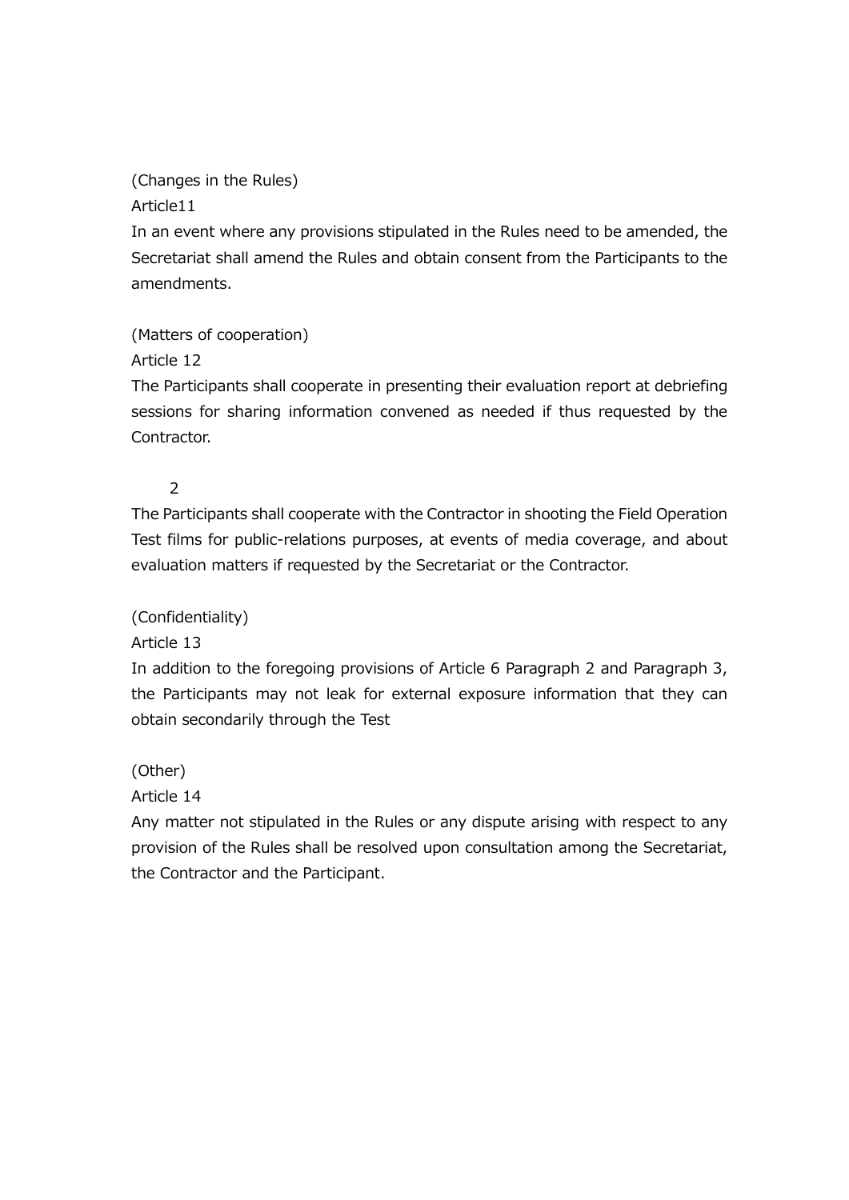(Changes in the Rules)

Article11

In an event where any provisions stipulated in the Rules need to be amended, the Secretariat shall amend the Rules and obtain consent from the Participants to the amendments.

(Matters of cooperation)

Article 12

The Participants shall cooperate in presenting their evaluation report at debriefing sessions for sharing information convened as needed if thus requested by the Contractor.

2

The Participants shall cooperate with the Contractor in shooting the Field Operation Test films for public-relations purposes, at events of media coverage, and about evaluation matters if requested by the Secretariat or the Contractor.

(Confidentiality)

Article 13

In addition to the foregoing provisions of Article 6 Paragraph 2 and Paragraph 3, the Participants may not leak for external exposure information that they can obtain secondarily through the Test

(Other)

Article 14

Any matter not stipulated in the Rules or any dispute arising with respect to any provision of the Rules shall be resolved upon consultation among the Secretariat, the Contractor and the Participant.